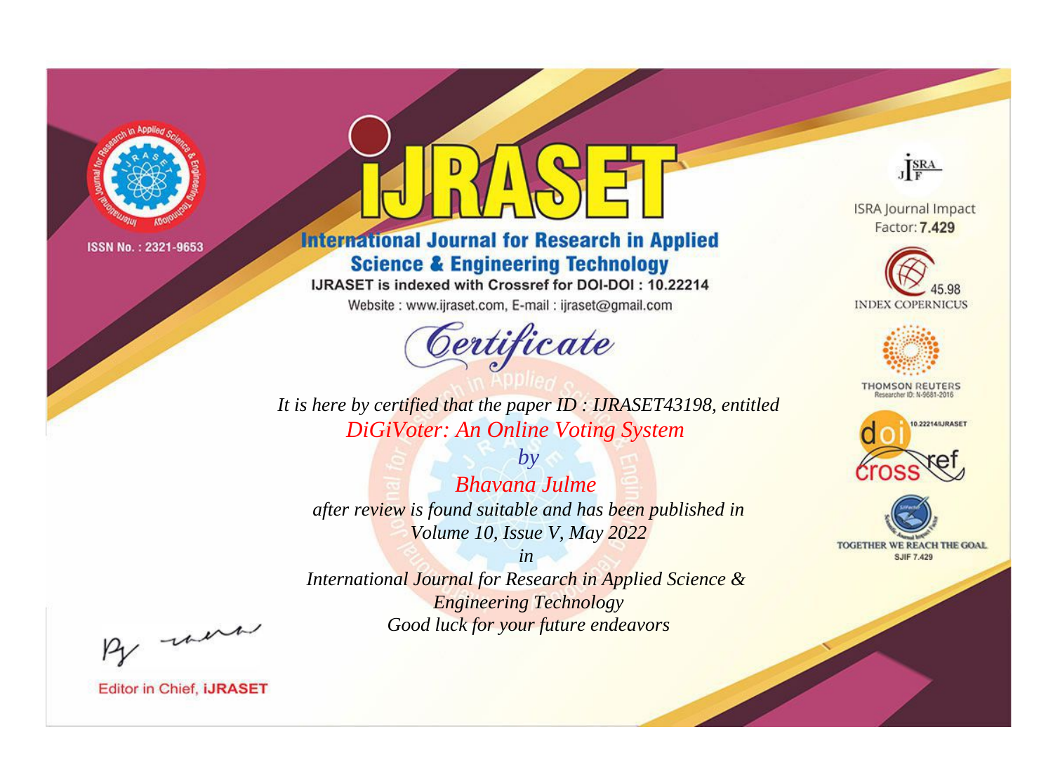ISSN No. : 2321-9653

# iJRASET

## International Journal for Research in Applied Science & Engineering Technology

IJRASET is indexed with Crossref for DOI-DOI : 10.22214

Website : www.ijraset.com, E-mail : ijraset@gmail.com

ISRA Journal Impact Factor: **7.429**

45.98 INDEX COPERNICUS

THOMSON REUTERS Researcher ID: N-9681-2016

10.22214/IJRASET

TOGETHER WE REACH THE GOAL SJIF 7.429

# *Certificate*

*It is here by certified that the paper ID : IJRASET43198, entitled*

*DiGiVoter: An Online Voting System*

*by*

*Bhavana Julme*

*after review is found suitable and has been published in*

*Volume 10, Issue V, May 2022*

*in*

*International Journal for Research in Applied Science & Engineering Technology*

*Good luck for your future endeavors*

Editor in Chief, **iJRASET**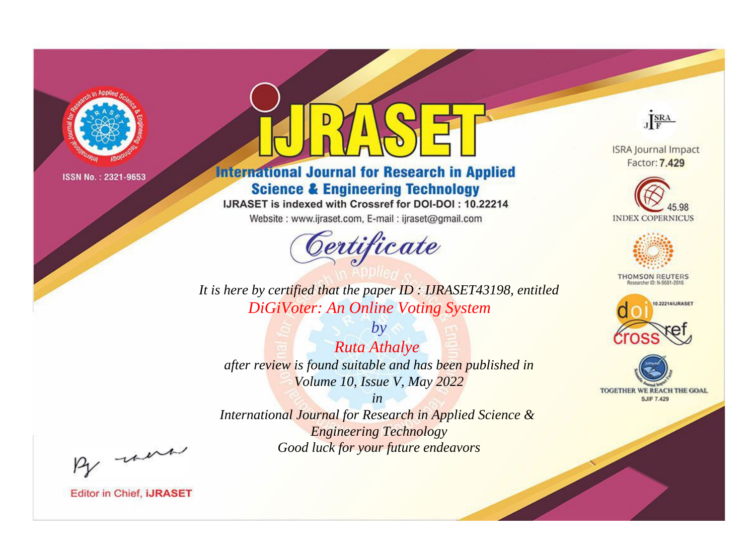ISSN No. : 2321-9653

# IJRASET

## International Journal for Research in Applied Science & Engineering Technology

IJRASET is indexed with Crossref for DOI-DOI : 10.22214

Website : www.ijraset.com, E-mail : ijraset@gmail.com

ISRA Journal Impact Factor: **7.429**

45.98 INDEX COPERNICUS

THOMSON REUTERS Researcher ID: N-9681-2016

10.22214/IJRASET

TOGETHER WE REACH THE GOAL SJIF 7.429

# *Certificate*

*It is here by certified that the paper ID : IJRASET43198, entitled*

*DiGiVoter: An Online Voting System*

*by*

*Ruta Athalye*

*after review is found suitable and has been published in*

*Volume 10, Issue V, May 2022*

*in*

*International Journal for Research in Applied Science & Engineering Technology*

*Good luck for your future endeavors*

Editor in Chief, **IJRASET**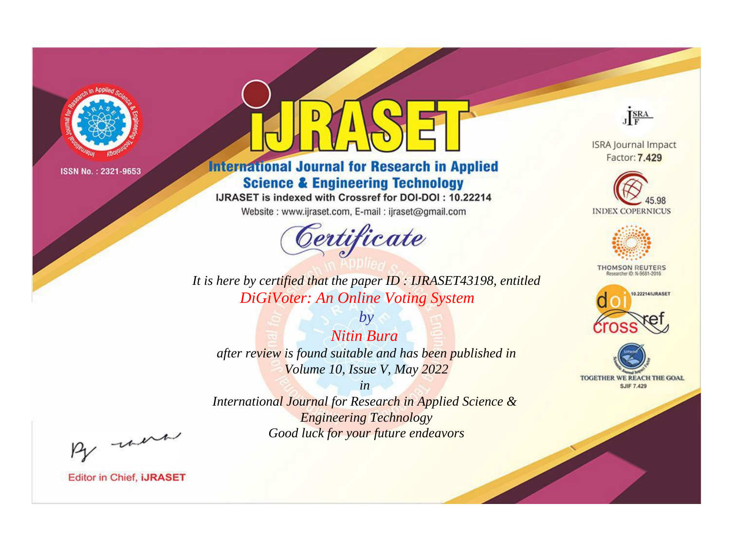ISSN No. : 2321-9653

# International Journal for Research in Applied Science & Engineering Technology

IJRASET is indexed with Crossref for DOI-DOI : 10.22214

Website : www.ijraset.com, E-mail : ijraset@gmail.com

## Certificate

*It is here by certified that the paper ID : IJRASET43198, entitled*

*DiGiVoter: An Online Voting System*

*by*

*Nitin Bura*

*after review is found suitable and has been published in*

*Volume 10, Issue V, May 2022*

*in*

*International Journal for Research in Applied Science & Engineering Technology*

*Good luck for your future endeavors*

ISRA Journal Impact Factor: **7.429**

45.98 INDEX COPERNICUS

THOMSON REUTERS Researcher ID: N-9681-2016

10.22214/IJRASET

TOGETHER WE REACH THE GOAL SJIF 7.429

Editor in Chief, **iJRASET**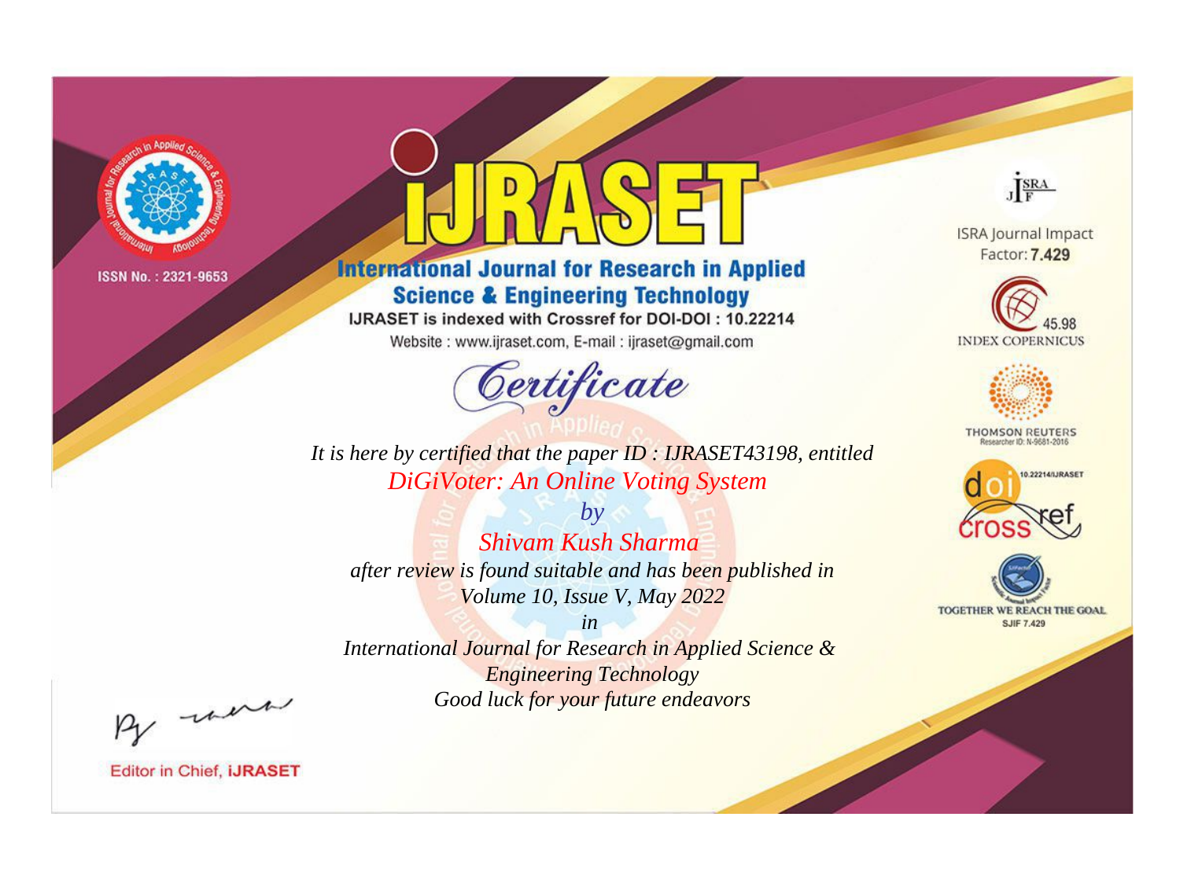ISSN No. : 2321-9653

# iJRASET

## International Journal for Research in Applied Science & Engineering Technology

IJRASET is indexed with Crossref for DOI-DOI : 10.22214

Website : www.ijraset.com, E-mail : ijraset@gmail.com

*Certificate*

*It is here by certified that the paper ID : IJRASET43198, entitled*

*DiGiVoter: An Online Voting System*

*by*

*Shivam Kush Sharma*

*after review is found suitable and has been published in*

*Volume 10, Issue V, May 2022*

*in*

*International Journal for Research in Applied Science & Engineering Technology*

*Good luck for your future endeavors*

ISRA Journal Impact Factor: **7.429**

45.98 INDEX COPERNICUS

THOMSON REUTERS Researcher ID: N-9681-2016

10.22214/IJRASET

TOGETHER WE REACH THE GOAL SJIF 7.429

Editor in Chief, **iJRASET**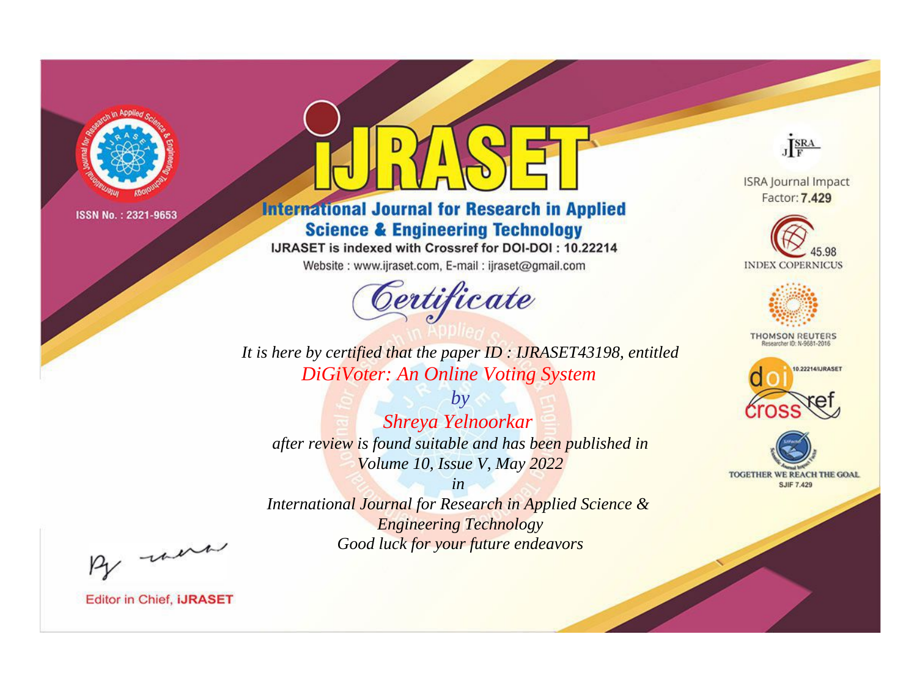ISSN No. : 2321-9653

# IJRASET

## International Journal for Research in Applied Science & Engineering Technology

IJRASET is indexed with Crossref for DOI-DOI : 10.22214

Website : www.ijraset.com, E-mail : ijraset@gmail.com

ISRA Journal Impact Factor: **7.429**

45.98 INDEX COPERNICUS

THOMSON REUTERS Researcher ID: N-9681-2016

10.22214/IJRASET

TOGETHER WE REACH THE GOAL SJIF 7.429

*Certificate*

*It is here by certified that the paper ID : IJRASET43198, entitled*

*DiGiVoter: An Online Voting System*

*by*

*Shreya Yelnoorkar*

*after review is found suitable and has been published in*

*Volume 10, Issue V, May 2022*

*in*

*International Journal for Research in Applied Science & Engineering Technology*

*Good luck for your future endeavors*

Editor in Chief, **IJRASET**